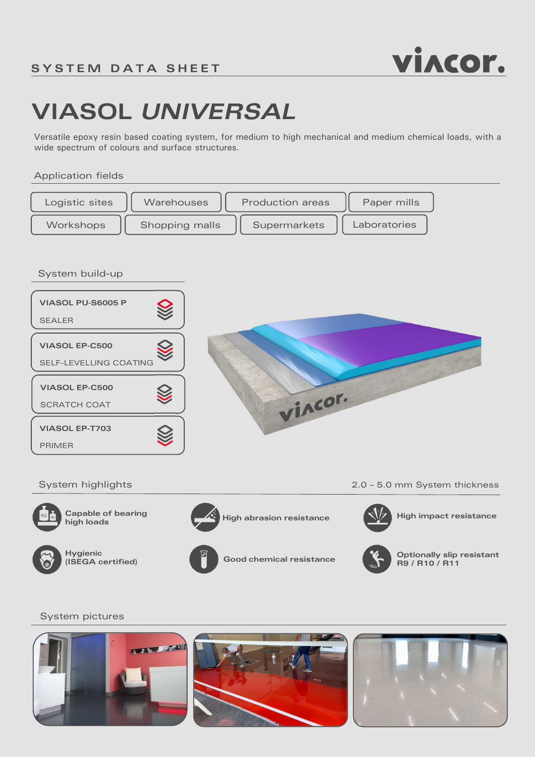SYSTEM DATA SHEET

# VIASOL *UNIVERSAL*

Versatile epoxy resin based coating system, for medium to high mechanical and medium chemical loads, with a wide spectrum of colours and surface structures.

## Application fields

- Logistic sites
- Warehouses
- Production areas
- Paper mills
- Workshops
- Shopping malls
- Supermarkets
- Laboratories

## System build-up

**VIASOL PU-S6005 P**
SEALER

**VIASOL EP-C500**
SELF-LEVELLING COATING

**VIASOL EP-C500**
SCRATCH COAT

**VIASOL EP-T703**
PRIMER

## System highlights

2.0 - 5.0 mm System thickness

- **Capable of bearing high loads**
- **High abrasion resistance**
- **High impact resistance**
- **Hygienic (ISEGA certified)**
- **Good chemical resistance**
- **Optionally slip resistant R9 / R10 / R11**

## System pictures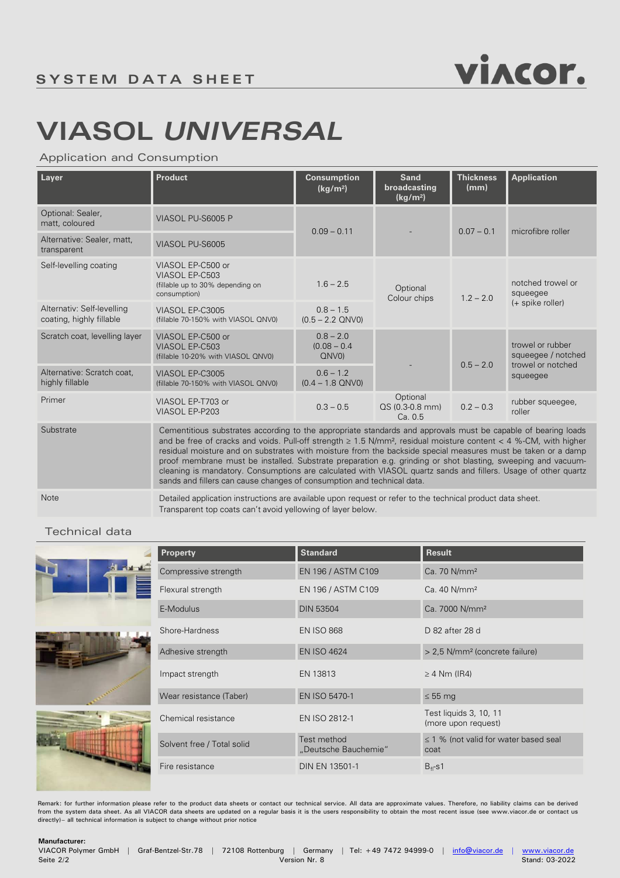SYSTEM DATA SHEET

# VIASOL *UNIVERSAL*

## Application and Consumption

| Layer | Product | Consumption (kg/m²) | Sand broadcasting (kg/m²) | Thickness (mm) | Application |
|---|---|---|---|---|---|
| Optional: Sealer, matt, coloured | VIASOL PU-S6005 P | 0.09 – 0.11 | - | 0.07 – 0.1 | microfibre roller |
| Alternative: Sealer, matt, transparent | VIASOL PU-S6005 | | | | |
| Self-levelling coating | VIASOL EP-C500 or VIASOL EP-C503 (fillable up to 30% depending on consumption) | 1.6 – 2.5 | Optional Colour chips | 1.2 – 2.0 | notched trowel or squeegee (+ spike roller) |
| Alternativ: Self-levelling coating, highly fillable | VIASOL EP-C3005 (fillable 70-150% with VIASOL QNV0) | 0.8 – 1.5 (0.5 – 2.2 QNV0) | | | |
| Scratch coat, levelling layer | VIASOL EP-C500 or VIASOL EP-C503 (fillable 10-20% with VIASOL QNV0) | 0.8 – 2.0 (0.08 – 0.4 QNV0) | - | 0.5 – 2.0 | trowel or rubber squeegee / notched trowel or notched squeegee |
| Alternative: Scratch coat, highly fillable | VIASOL EP-C3005 (fillable 70-150% with VIASOL QNV0) | 0.6 – 1.2 (0.4 – 1.8 QNV0) | | | |
| Primer | VIASOL EP-T703 or VIASOL EP-P203 | 0.3 – 0.5 | Optional QS (0.3-0.8 mm) Ca. 0.5 | 0.2 – 0.3 | rubber squeegee, roller |
| Substrate | Cementitious substrates according to the appropriate standards and approvals must be capable of bearing loads and be free of cracks and voids. Pull-off strength ≥ 1.5 N/mm², residual moisture content < 4 %-CM, with higher residual moisture and on substrates with moisture from the backside special measures must be taken or a damp proof membrane must be installed. Substrate preparation e.g. grinding or shot blasting, sweeping and vacuum-cleaning is mandatory. Consumptions are calculated with VIASOL quartz sands and fillers. Usage of other quartz sands and fillers can cause changes of consumption and technical data. | | | | |
| Note | Detailed application instructions are available upon request or refer to the technical product data sheet. Transparent top coats can't avoid yellowing of layer below. | | | | |

## Technical data

| Property | Standard | Result |
|---|---|---|
| Compressive strength | EN 196 / ASTM C109 | Ca. 70 N/mm² |
| Flexural strength | EN 196 / ASTM C109 | Ca. 40 N/mm² |
| E-Modulus | DIN 53504 | Ca. 7000 N/mm² |
| Shore-Hardness | EN ISO 868 | D 82 after 28 d |
| Adhesive strength | EN ISO 4624 | > 2,5 N/mm² (concrete failure) |
| Impact strength | EN 13813 | ≥ 4 Nm (IR4) |
| Wear resistance (Taber) | EN ISO 5470-1 | ≤ 55 mg |
| Chemical resistance | EN ISO 2812-1 | Test liquids 3, 10, 11 (more upon request) |
| Solvent free / Total solid | Test method „Deutsche Bauchemie" | ≤ 1 % (not valid for water based seal coat |
| Fire resistance | DIN EN 13501-1 | $B_{fl}$-s1 |

Remark: for further information please refer to the product data sheets or contact our technical service. All data are approximate values. Therefore, no liability claims can be derived from the system data sheet. As all VIACOR data sheets are updated on a regular basis it is the users responsibility to obtain the most recent issue (see www.viacor.de or contact us directly)– all technical information is subject to change without prior notice

**Manufacturer:**
VIACOR Polymer GmbH | Graf-Bentzel-Str.78 | 72108 Rottenburg | Germany | Tel: +49 7472 94999-0 | info@viacor.de | www.viacor.de
Version Nr. 8 Stand: 03-2022